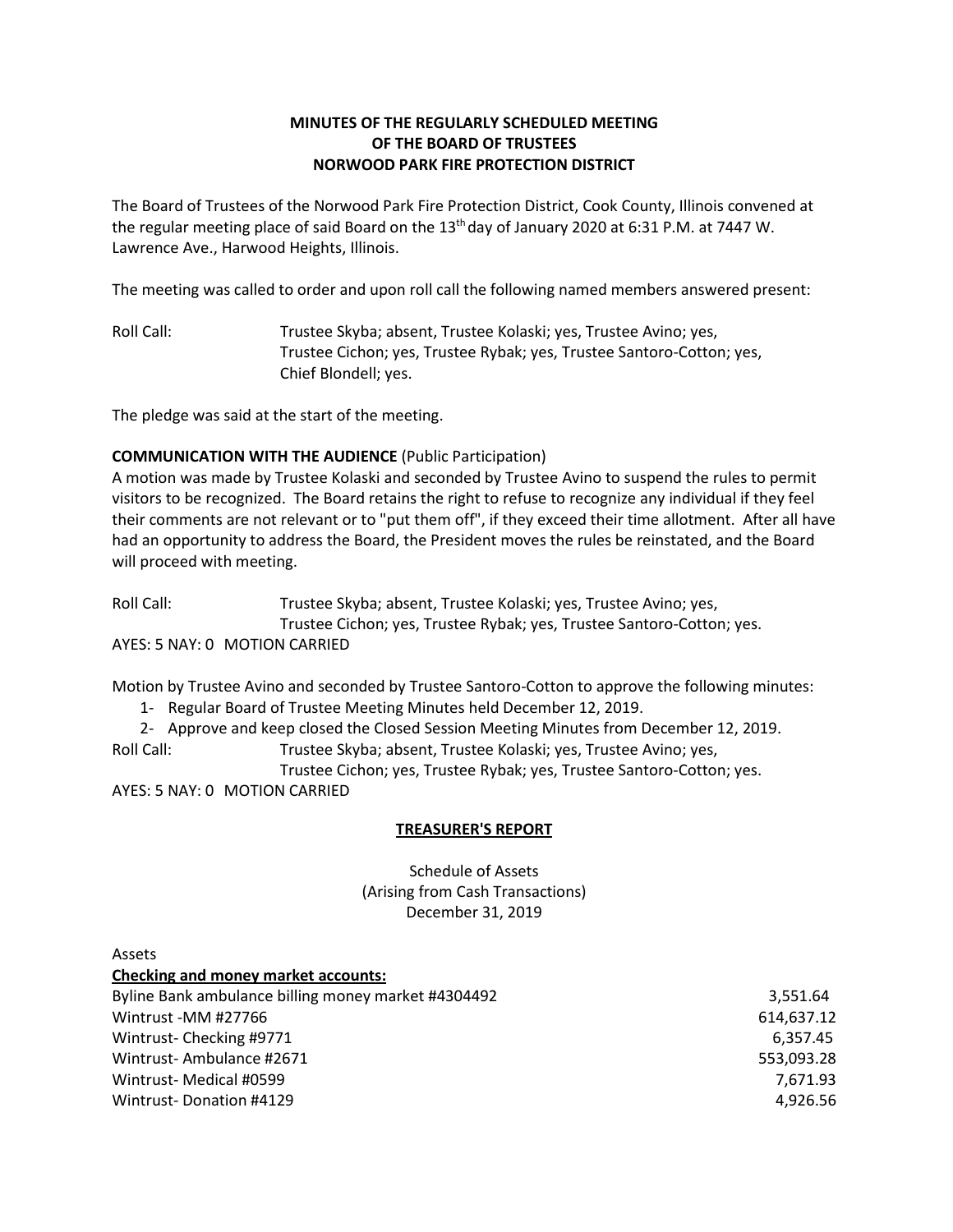**MINUTES OF THE REGULARLY SCHEDULED MEETING**
**OF THE BOARD OF TRUSTEES**
**NORWOOD PARK FIRE PROTECTION DISTRICT**

The Board of Trustees of the Norwood Park Fire Protection District, Cook County, Illinois convened at the regular meeting place of said Board on the 13th day of January 2020 at 6:31 P.M. at 7447 W. Lawrence Ave., Harwood Heights, Illinois.

The meeting was called to order and upon roll call the following named members answered present:

Roll Call: Trustee Skyba; absent, Trustee Kolaski; yes, Trustee Avino; yes, Trustee Cichon; yes, Trustee Rybak; yes, Trustee Santoro-Cotton; yes, Chief Blondell; yes.

The pledge was said at the start of the meeting.

**COMMUNICATION WITH THE AUDIENCE** (Public Participation)
A motion was made by Trustee Kolaski and seconded by Trustee Avino to suspend the rules to permit visitors to be recognized. The Board retains the right to refuse to recognize any individual if they feel their comments are not relevant or to "put them off", if they exceed their time allotment. After all have had an opportunity to address the Board, the President moves the rules be reinstated, and the Board will proceed with meeting.

Roll Call: Trustee Skyba; absent, Trustee Kolaski; yes, Trustee Avino; yes, Trustee Cichon; yes, Trustee Rybak; yes, Trustee Santoro-Cotton; yes.
AYES: 5 NAY: 0 MOTION CARRIED

Motion by Trustee Avino and seconded by Trustee Santoro-Cotton to approve the following minutes:

1- Regular Board of Trustee Meeting Minutes held December 12, 2019.
2- Approve and keep closed the Closed Session Meeting Minutes from December 12, 2019.

Roll Call: Trustee Skyba; absent, Trustee Kolaski; yes, Trustee Avino; yes, Trustee Cichon; yes, Trustee Rybak; yes, Trustee Santoro-Cotton; yes.
AYES: 5 NAY: 0 MOTION CARRIED

**TREASURER'S REPORT**

Schedule of Assets
(Arising from Cash Transactions)
December 31, 2019

Assets

| | |
|---|---|
| **Checking and money market accounts:** | |
| Byline Bank ambulance billing money market #4304492 | 3,551.64 |
| Wintrust -MM #27766 | 614,637.12 |
| Wintrust- Checking #9771 | 6,357.45 |
| Wintrust- Ambulance #2671 | 553,093.28 |
| Wintrust- Medical #0599 | 7,671.93 |
| Wintrust- Donation #4129 | 4,926.56 |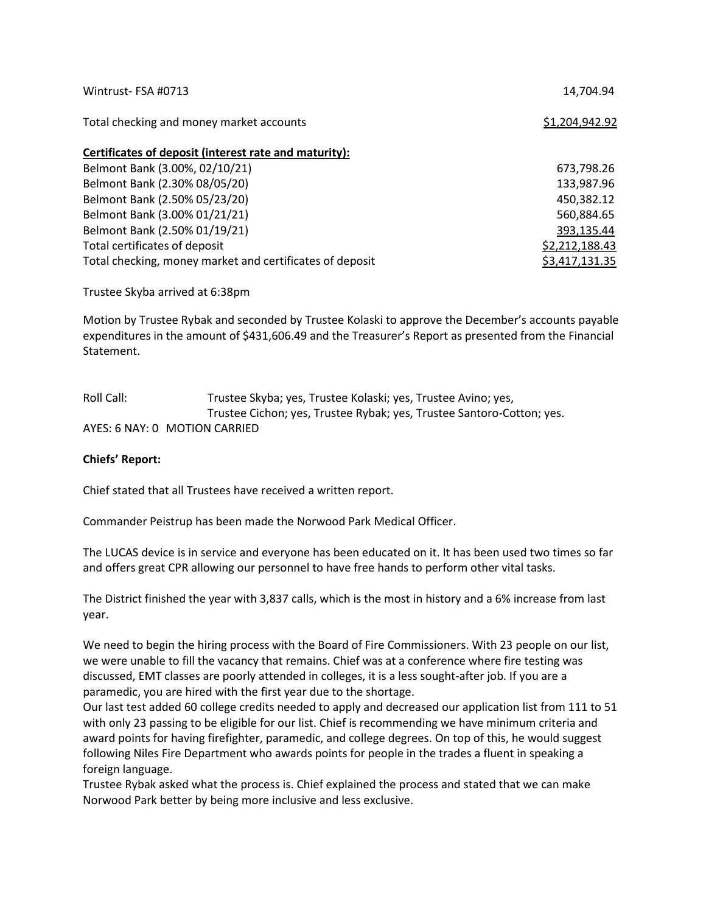| | |
|---|---|
| Wintrust- FSA #0713 | 14,704.94 |
| Total checking and money market accounts | $1,204,942.92 |

**Certificates of deposit (interest rate and maturity):**

| | |
|---|---|
| Belmont Bank (3.00%, 02/10/21) | 673,798.26 |
| Belmont Bank (2.30% 08/05/20) | 133,987.96 |
| Belmont Bank (2.50% 05/23/20) | 450,382.12 |
| Belmont Bank (3.00% 01/21/21) | 560,884.65 |
| Belmont Bank (2.50% 01/19/21) | 393,135.44 |
| Total certificates of deposit | $2,212,188.43 |
| Total checking, money market and certificates of deposit | $3,417,131.35 |

Trustee Skyba arrived at 6:38pm

Motion by Trustee Rybak and seconded by Trustee Kolaski to approve the December's accounts payable expenditures in the amount of $431,606.49 and the Treasurer's Report as presented from the Financial Statement.

Roll Call: Trustee Skyba; yes, Trustee Kolaski; yes, Trustee Avino; yes, Trustee Cichon; yes, Trustee Rybak; yes, Trustee Santoro-Cotton; yes.

AYES: 6 NAY: 0 MOTION CARRIED

**Chiefs' Report:**

Chief stated that all Trustees have received a written report.

Commander Peistrup has been made the Norwood Park Medical Officer.

The LUCAS device is in service and everyone has been educated on it. It has been used two times so far and offers great CPR allowing our personnel to have free hands to perform other vital tasks.

The District finished the year with 3,837 calls, which is the most in history and a 6% increase from last year.

We need to begin the hiring process with the Board of Fire Commissioners. With 23 people on our list, we were unable to fill the vacancy that remains. Chief was at a conference where fire testing was discussed, EMT classes are poorly attended in colleges, it is a less sought-after job. If you are a paramedic, you are hired with the first year due to the shortage.
Our last test added 60 college credits needed to apply and decreased our application list from 111 to 51 with only 23 passing to be eligible for our list. Chief is recommending we have minimum criteria and award points for having firefighter, paramedic, and college degrees. On top of this, he would suggest following Niles Fire Department who awards points for people in the trades a fluent in speaking a foreign language.
Trustee Rybak asked what the process is. Chief explained the process and stated that we can make Norwood Park better by being more inclusive and less exclusive.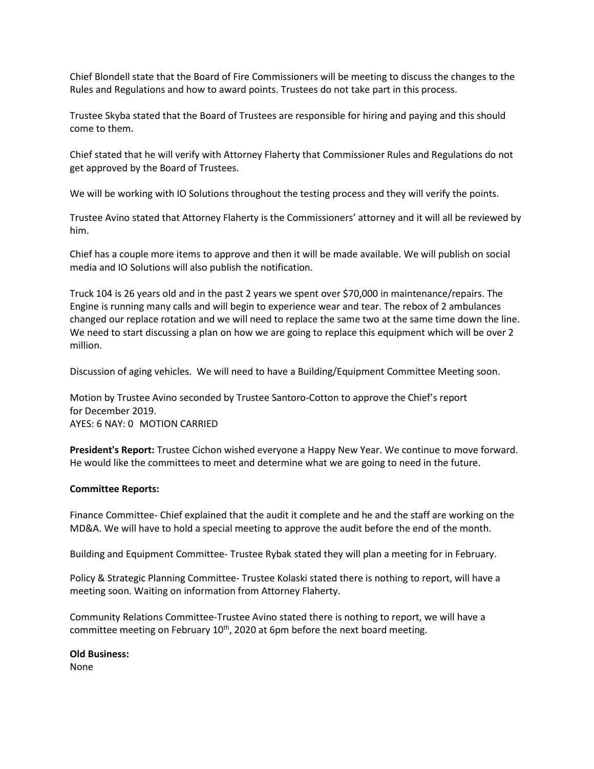Chief Blondell state that the Board of Fire Commissioners will be meeting to discuss the changes to the Rules and Regulations and how to award points. Trustees do not take part in this process.

Trustee Skyba stated that the Board of Trustees are responsible for hiring and paying and this should come to them.

Chief stated that he will verify with Attorney Flaherty that Commissioner Rules and Regulations do not get approved by the Board of Trustees.

We will be working with IO Solutions throughout the testing process and they will verify the points.

Trustee Avino stated that Attorney Flaherty is the Commissioners' attorney and it will all be reviewed by him.

Chief has a couple more items to approve and then it will be made available. We will publish on social media and IO Solutions will also publish the notification.

Truck 104 is 26 years old and in the past 2 years we spent over $70,000 in maintenance/repairs. The Engine is running many calls and will begin to experience wear and tear. The rebox of 2 ambulances changed our replace rotation and we will need to replace the same two at the same time down the line. We need to start discussing a plan on how we are going to replace this equipment which will be over 2 million.

Discussion of aging vehicles. We will need to have a Building/Equipment Committee Meeting soon.

Motion by Trustee Avino seconded by Trustee Santoro-Cotton to approve the Chief's report for December 2019.
AYES: 6 NAY: 0 MOTION CARRIED

**President's Report:** Trustee Cichon wished everyone a Happy New Year. We continue to move forward. He would like the committees to meet and determine what we are going to need in the future.

**Committee Reports:**

Finance Committee- Chief explained that the audit it complete and he and the staff are working on the MD&A. We will have to hold a special meeting to approve the audit before the end of the month.

Building and Equipment Committee- Trustee Rybak stated they will plan a meeting for in February.

Policy & Strategic Planning Committee- Trustee Kolaski stated there is nothing to report, will have a meeting soon. Waiting on information from Attorney Flaherty.

Community Relations Committee-Trustee Avino stated there is nothing to report, we will have a committee meeting on February 10th, 2020 at 6pm before the next board meeting.

**Old Business:**
None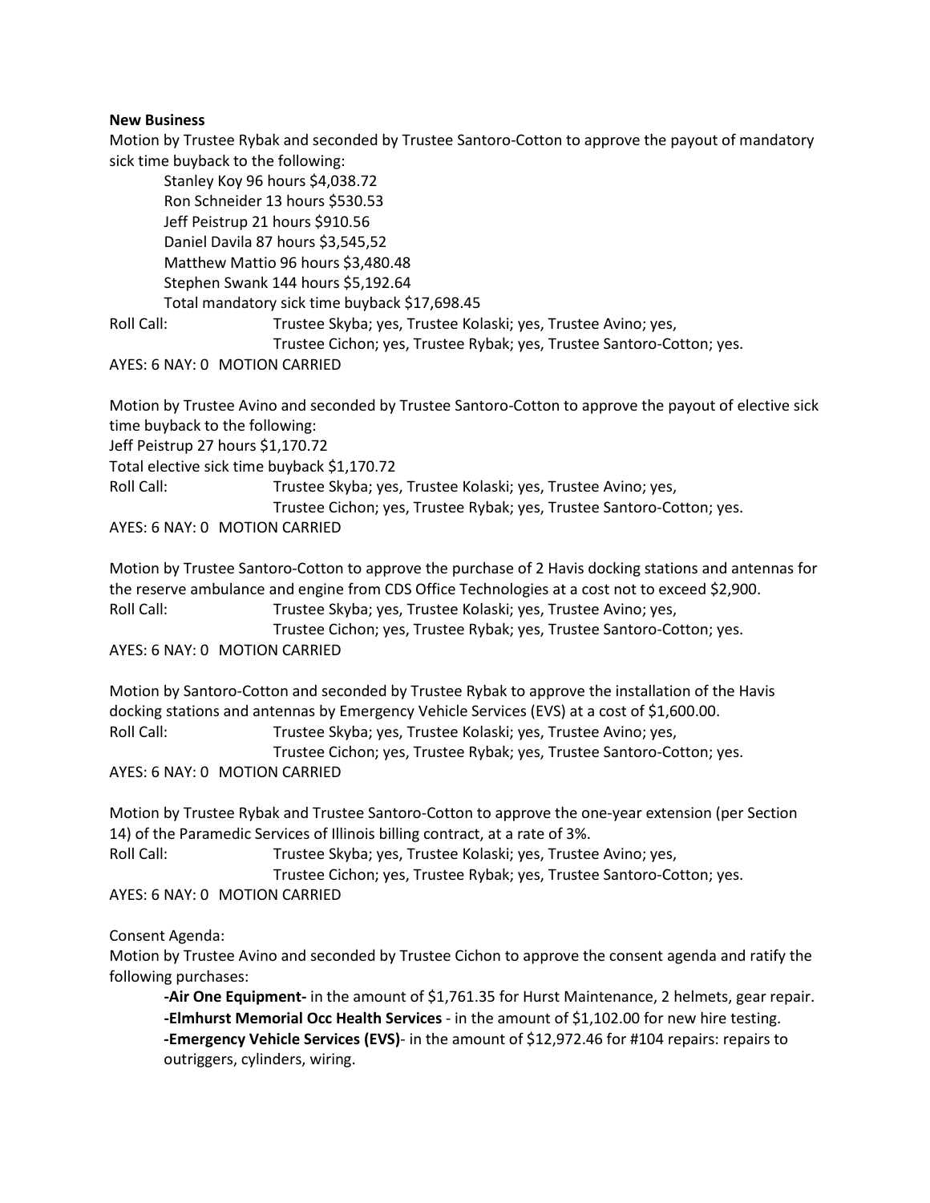**New Business**

Motion by Trustee Rybak and seconded by Trustee Santoro-Cotton to approve the payout of mandatory sick time buyback to the following:

Stanley Koy 96 hours $4,038.72
Ron Schneider 13 hours $530.53
Jeff Peistrup 21 hours $910.56
Daniel Davila 87 hours $3,545,52
Matthew Mattio 96 hours $3,480.48
Stephen Swank 144 hours $5,192.64
Total mandatory sick time buyback $17,698.45

Roll Call: Trustee Skyba; yes, Trustee Kolaski; yes, Trustee Avino; yes, Trustee Cichon; yes, Trustee Rybak; yes, Trustee Santoro-Cotton; yes.

AYES: 6 NAY: 0 MOTION CARRIED

Motion by Trustee Avino and seconded by Trustee Santoro-Cotton to approve the payout of elective sick time buyback to the following:

Jeff Peistrup 27 hours $1,170.72
Total elective sick time buyback $1,170.72

Roll Call: Trustee Skyba; yes, Trustee Kolaski; yes, Trustee Avino; yes, Trustee Cichon; yes, Trustee Rybak; yes, Trustee Santoro-Cotton; yes.

AYES: 6 NAY: 0 MOTION CARRIED

Motion by Trustee Santoro-Cotton to approve the purchase of 2 Havis docking stations and antennas for the reserve ambulance and engine from CDS Office Technologies at a cost not to exceed $2,900.

Roll Call: Trustee Skyba; yes, Trustee Kolaski; yes, Trustee Avino; yes, Trustee Cichon; yes, Trustee Rybak; yes, Trustee Santoro-Cotton; yes.

AYES: 6 NAY: 0 MOTION CARRIED

Motion by Santoro-Cotton and seconded by Trustee Rybak to approve the installation of the Havis docking stations and antennas by Emergency Vehicle Services (EVS) at a cost of $1,600.00.

Roll Call: Trustee Skyba; yes, Trustee Kolaski; yes, Trustee Avino; yes, Trustee Cichon; yes, Trustee Rybak; yes, Trustee Santoro-Cotton; yes.

AYES: 6 NAY: 0 MOTION CARRIED

Motion by Trustee Rybak and Trustee Santoro-Cotton to approve the one-year extension (per Section 14) of the Paramedic Services of Illinois billing contract, at a rate of 3%.

Roll Call: Trustee Skyba; yes, Trustee Kolaski; yes, Trustee Avino; yes, Trustee Cichon; yes, Trustee Rybak; yes, Trustee Santoro-Cotton; yes.

AYES: 6 NAY: 0 MOTION CARRIED

Consent Agenda:

Motion by Trustee Avino and seconded by Trustee Cichon to approve the consent agenda and ratify the following purchases:

**-Air One Equipment-** in the amount of $1,761.35 for Hurst Maintenance, 2 helmets, gear repair.
**-Elmhurst Memorial Occ Health Services** - in the amount of $1,102.00 for new hire testing.
**-Emergency Vehicle Services (EVS)**- in the amount of $12,972.46 for #104 repairs: repairs to outriggers, cylinders, wiring.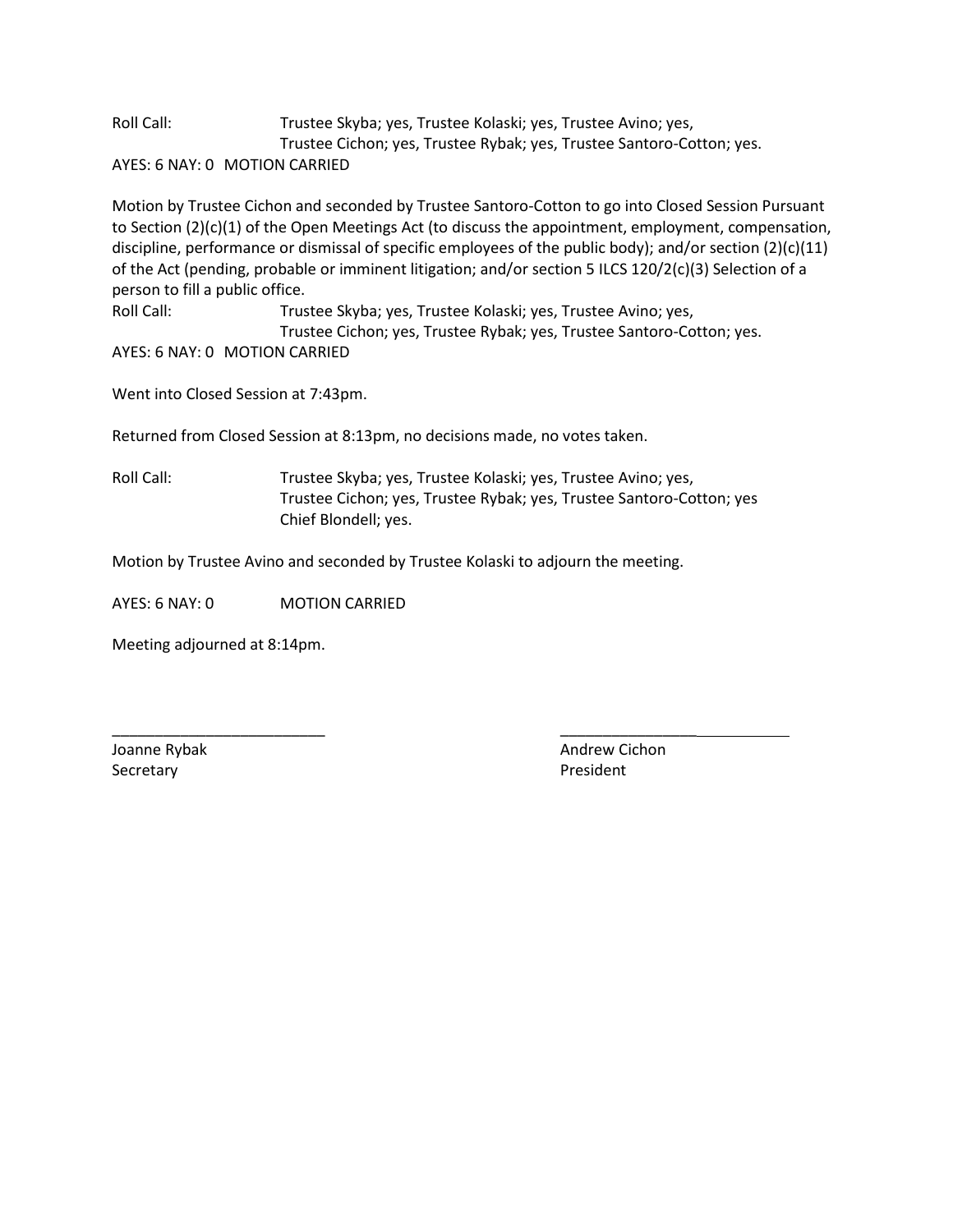Roll Call: Trustee Skyba; yes, Trustee Kolaski; yes, Trustee Avino; yes,
Trustee Cichon; yes, Trustee Rybak; yes, Trustee Santoro-Cotton; yes.

AYES: 6 NAY: 0 MOTION CARRIED

Motion by Trustee Cichon and seconded by Trustee Santoro-Cotton to go into Closed Session Pursuant to Section (2)(c)(1) of the Open Meetings Act (to discuss the appointment, employment, compensation, discipline, performance or dismissal of specific employees of the public body); and/or section (2)(c)(11) of the Act (pending, probable or imminent litigation; and/or section 5 ILCS 120/2(c)(3) Selection of a person to fill a public office.

Roll Call: Trustee Skyba; yes, Trustee Kolaski; yes, Trustee Avino; yes,
Trustee Cichon; yes, Trustee Rybak; yes, Trustee Santoro-Cotton; yes.

AYES: 6 NAY: 0 MOTION CARRIED

Went into Closed Session at 7:43pm.

Returned from Closed Session at 8:13pm, no decisions made, no votes taken.

Roll Call: Trustee Skyba; yes, Trustee Kolaski; yes, Trustee Avino; yes,
Trustee Cichon; yes, Trustee Rybak; yes, Trustee Santoro-Cotton; yes
Chief Blondell; yes.

Motion by Trustee Avino and seconded by Trustee Kolaski to adjourn the meeting.

AYES: 6 NAY: 0 MOTION CARRIED

Meeting adjourned at 8:14pm.

_________________________

Joanne Rybak
Secretary

_________________________

Andrew Cichon
President